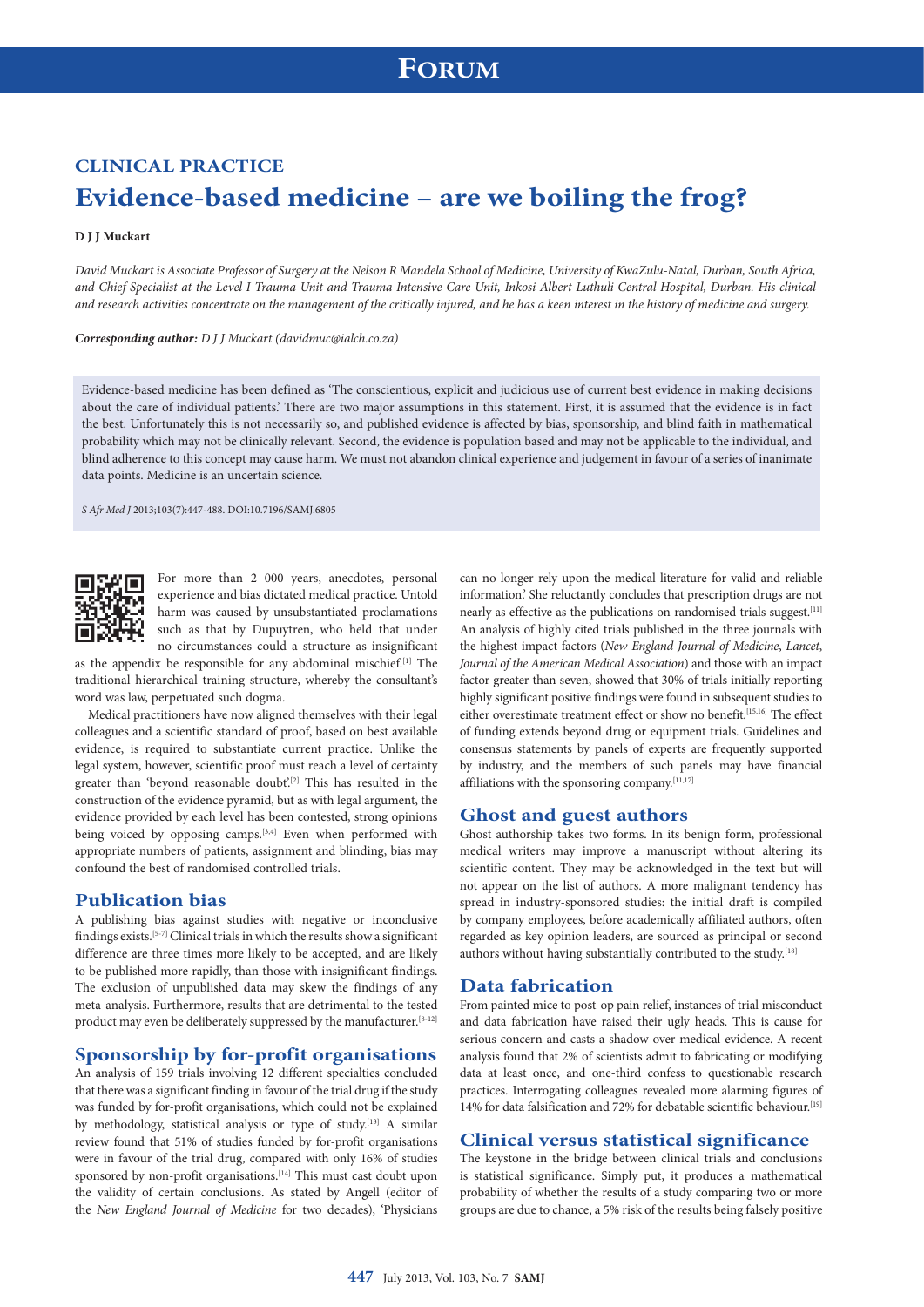FORUM

**CLINICAL PRACTICE**

# Evidence-based medicine – are we boiling the frog?

**D J J Muckart**

*David Muckart is Associate Professor of Surgery at the Nelson R Mandela School of Medicine, University of KwaZulu-Natal, Durban, South Africa, and Chief Specialist at the Level I Trauma Unit and Trauma Intensive Care Unit, Inkosi Albert Luthuli Central Hospital, Durban. His clinical and research activities concentrate on the management of the critically injured, and he has a keen interest in the history of medicine and surgery.*

***Corresponding author:** D J J Muckart (davidmuc@ialch.co.za)*

Evidence-based medicine has been defined as 'The conscientious, explicit and judicious use of current best evidence in making decisions about the care of individual patients.' There are two major assumptions in this statement. First, it is assumed that the evidence is in fact the best. Unfortunately this is not necessarily so, and published evidence is affected by bias, sponsorship, and blind faith in mathematical probability which may not be clinically relevant. Second, the evidence is population based and may not be applicable to the individual, and blind adherence to this concept may cause harm. We must not abandon clinical experience and judgement in favour of a series of inanimate data points. Medicine is an uncertain science.

*S Afr Med J* 2013;103(7):447-488. DOI:10.7196/SAMJ.6805

For more than 2 000 years, anecdotes, personal experience and bias dictated medical practice. Untold harm was caused by unsubstantiated proclamations such as that by Dupuytren, who held that under no circumstances could a structure as insignificant as the appendix be responsible for any abdominal mischief.[1] The traditional hierarchical training structure, whereby the consultant's word was law, perpetuated such dogma.

Medical practitioners have now aligned themselves with their legal colleagues and a scientific standard of proof, based on best available evidence, is required to substantiate current practice. Unlike the legal system, however, scientific proof must reach a level of certainty greater than 'beyond reasonable doubt'.[2] This has resulted in the construction of the evidence pyramid, but as with legal argument, the evidence provided by each level has been contested, strong opinions being voiced by opposing camps.[3,4] Even when performed with appropriate numbers of patients, assignment and blinding, bias may confound the best of randomised controlled trials.

## Publication bias

A publishing bias against studies with negative or inconclusive findings exists.[5-7] Clinical trials in which the results show a significant difference are three times more likely to be accepted, and are likely to be published more rapidly, than those with insignificant findings. The exclusion of unpublished data may skew the findings of any meta-analysis. Furthermore, results that are detrimental to the tested product may even be deliberately suppressed by the manufacturer.[8-12]

## Sponsorship by for-profit organisations

An analysis of 159 trials involving 12 different specialties concluded that there was a significant finding in favour of the trial drug if the study was funded by for-profit organisations, which could not be explained by methodology, statistical analysis or type of study.[13] A similar review found that 51% of studies funded by for-profit organisations were in favour of the trial drug, compared with only 16% of studies sponsored by non-profit organisations.[14] This must cast doubt upon the validity of certain conclusions. As stated by Angell (editor of the *New England Journal of Medicine* for two decades), 'Physicians can no longer rely upon the medical literature for valid and reliable information.' She reluctantly concludes that prescription drugs are not nearly as effective as the publications on randomised trials suggest.[11] An analysis of highly cited trials published in the three journals with the highest impact factors (*New England Journal of Medicine*, *Lancet*, *Journal of the American Medical Association*) and those with an impact factor greater than seven, showed that 30% of trials initially reporting highly significant positive findings were found in subsequent studies to either overestimate treatment effect or show no benefit.[15,16] The effect of funding extends beyond drug or equipment trials. Guidelines and consensus statements by panels of experts are frequently supported by industry, and the members of such panels may have financial affiliations with the sponsoring company.[11,17]

## Ghost and guest authors

Ghost authorship takes two forms. In its benign form, professional medical writers may improve a manuscript without altering its scientific content. They may be acknowledged in the text but will not appear on the list of authors. A more malignant tendency has spread in industry-sponsored studies: the initial draft is compiled by company employees, before academically affiliated authors, often regarded as key opinion leaders, are sourced as principal or second authors without having substantially contributed to the study.[18]

## Data fabrication

From painted mice to post-op pain relief, instances of trial misconduct and data fabrication have raised their ugly heads. This is cause for serious concern and casts a shadow over medical evidence. A recent analysis found that 2% of scientists admit to fabricating or modifying data at least once, and one-third confess to questionable research practices. Interrogating colleagues revealed more alarming figures of 14% for data falsification and 72% for debatable scientific behaviour.[19]

## Clinical versus statistical significance

The keystone in the bridge between clinical trials and conclusions is statistical significance. Simply put, it produces a mathematical probability of whether the results of a study comparing two or more groups are due to chance, a 5% risk of the results being falsely positive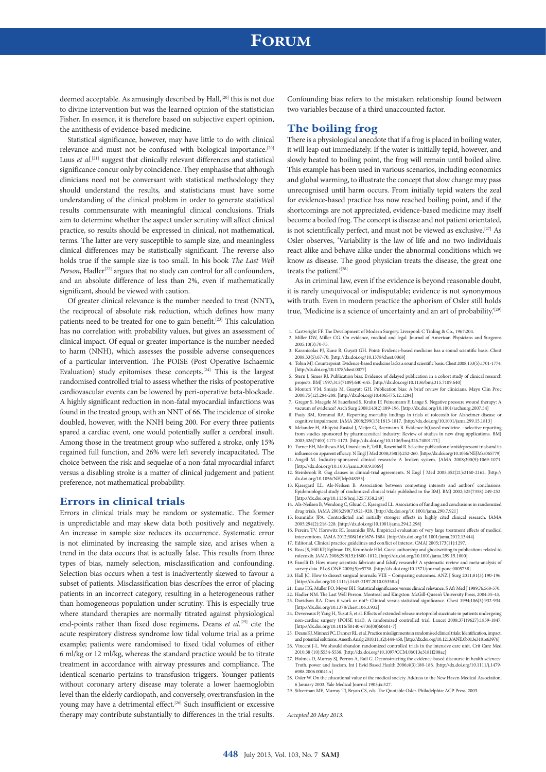deemed acceptable. As amusingly described by Hall,[20] this is not due to divine intervention but was the learned opinion of the statistician Fisher. In essence, it is therefore based on subjective expert opinion, the antithesis of evidence-based medicine.

Statistical significance, however, may have little to do with clinical relevance and must not be confused with biological importance.[20] Luus *et al.*[21] suggest that clinically relevant differences and statistical significance concur only by coincidence. They emphasise that although clinicians need not be conversant with statistical methodology they should understand the results, and statisticians must have some understanding of the clinical problem in order to generate statistical results commensurate with meaningful clinical conclusions. Trials aim to determine whether the aspect under scrutiny will affect clinical practice, so results should be expressed in clinical, not mathematical, terms. The latter are very susceptible to sample size, and meaningless clinical differences may be statistically significant. The reverse also holds true if the sample size is too small. In his book *The Last Well Person*, Hadler[22] argues that no study can control for all confounders, and an absolute difference of less than 2%, even if mathematically significant, should be viewed with caution.

Of greater clinical relevance is the number needed to treat (NNT)**,** the reciprocal of absolute risk reduction, which defines how many patients need to be treated for one to gain benefit.[23] This calculation has no correlation with probability values, but gives an assessment of clinical impact. Of equal or greater importance is the number needed to harm (NNH), which assesses the possible adverse consequences of a particular intervention. The POISE (Post Operative Ischaemic Evaluation) study epitomises these concepts.[24] This is the largest randomised controlled trial to assess whether the risks of postoperative cardiovascular events can be lowered by peri-operative beta-blockade. A highly significant reduction in non-fatal myocardial infarctions was found in the treated group, with an NNT of 66. The incidence of stroke doubled, however, with the NNH being 200. For every three patients spared a cardiac event, one would potentially suffer a cerebral insult. Among those in the treatment group who suffered a stroke, only 15% regained full function, and 26% were left severely incapacitated. The choice between the risk and sequelae of a non-fatal myocardial infarct versus a disabling stroke is a matter of clinical judgement and patient preference, not mathematical probability.

## Errors in clinical trials

Errors in clinical trials may be random or systematic. The former is unpredictable and may skew data both positively and negatively. An increase in sample size reduces its occurrence. Systematic error is not eliminated by increasing the sample size, and arises when a trend in the data occurs that is actually false. This results from three types of bias, namely selection, misclassification and confounding. Selection bias occurs when a test is inadvertently skewed to favour a subset of patients. Misclassification bias describes the error of placing patients in an incorrect category, resulting in a heterogeneous rather than homogeneous population under scrutiny. This is especially true where standard therapies are normally titrated against physiological end-points rather than fixed dose regimens**.** Deans *et al.*[25] cite the acute respiratory distress syndrome low tidal volume trial as a prime example; patients were randomised to fixed tidal volumes of either 6 ml/kg or 12 ml/kg, whereas the standard practice would be to titrate treatment in accordance with airway pressures and compliance. The identical scenario pertains to transfusion triggers. Younger patients without coronary artery disease may tolerate a lower haemoglobin level than the elderly cardiopath, and conversely, overtransfusion in the young may have a detrimental effect.[26] Such insufficient or excessive therapy may contribute substantially to differences in the trial results. Confounding bias refers to the mistaken relationship found between two variables because of a third unaccounted factor.

## The boiling frog

There is a physiological anecdote that if a frog is placed in boiling water, it will leap out immediately. If the water is initially tepid, however, and slowly heated to boiling point, the frog will remain until boiled alive. This example has been used in various scenarios, including economics and global warming, to illustrate the concept that slow change may pass unrecognised until harm occurs. From initially tepid waters the zeal for evidence-based practice has now reached boiling point, and if the shortcomings are not appreciated, evidence-based medicine may itself become a boiled frog. The concept is disease and not patient orientated, is not scientifically perfect, and must not be viewed as exclusive.[27] As Osler observes, 'Variability is the law of life and no two individuals react alike and behave alike under the abnormal conditions which we know as disease. The good physician treats the disease, the great one treats the patient.'[28]

As in criminal law, even if the evidence is beyond reasonable doubt, it is rarely unequivocal or indisputable; evidence is not synonymous with truth. Even in modern practice the aphorism of Osler still holds true, 'Medicine is a science of uncertainty and an art of probability.'[29]

1. Cartwright FF. The Development of Modern Surgery. Liverpool: C Tinling & Co., 1967:204.
2. Miller DW, Miller CG. On evidence, medical and legal. Journal of American Physicians and Surgeons 2005;10(3):70-75.
3. Karanicolas PJ, Kunz R, Guyatt GH. Point: Evidence-based medicine has a sound scientific basis. Chest 2008;33(5):67-70. [http://dx.doi.org/10.1378/chest.0068]
4. Tobin MJ. Counterpoint: Evidence-based medicine lacks a sound scientific basis. Chest 2008;133(5):1701-1774. [http://dx.doi.org/10.1378/chest.0077]
5. Stern J, Simes RJ. Publication bias: Evidence of delayed publication in a cohort study of clinical research projects. BMJ 1997;315(7109):640-645. [http://dx.doi.org/10.1136/bmj.315.7109.640]
6. Montori VM, Smieja M, Guayatt GH. Publication bias: A brief review for clinicians. Mayo Clin Proc 2000;75(12):284-288. [http://dx.doi.org/10.4065/75.12.1284]
7. Gregor S, Maegele M Sauerland S, Krahn JF, Peinemann F, Lange S. Negative pressure wound therapy: A vacuum of evidence? Arch Surg 2008;143(2):189-196. [http://dx.doi.org/10.1001/archsurg.2007.54]
8. Psaty BM, Kronmal RA. Reporting mortality findings in trials of rofecoxib for Alzheimer disease or cognitive impairment. JAMA 2008;299(15):1813-1817. [http://dx.doi.org/10.1001/jama.299.15.1813]
9. Melander H, Ahlqvist-Rastad J, Meijer G, Beermann B. Evidence b(i)ased medicine – selective reporting from studies sponsored by pharmaceutical industry: Review of studies in new drug applications. BMJ 2003;326(7400):1171-1173. [http://dx.doi.org/10.1136/bmj.326.74001171]
10. Turner EH, Matthews AM, Linardatos E, Tell R, Rosenthal R. Selective publication of antidepressant trials and its influence on apparent efficacy. N Engl J Med 2008;358(3):252-260. [http://dx.doi.org/10.1056/NEJMsa065779]
11. Angell M. Industry-sponsored clinical research: A broken system. JAMA 2008;300(9):1069-1071. [http://dx.doi.org/10.1001/jama.300.9.1069]
12. Steinbrook R. Gag clauses in clinical-trial agreements. N Engl J Med 2005;352(21):2160-2162. [http://dx.doi.org/10.1056/NEJMp048353]
13. Kjaergard LL, Als-Neilsen B. Association between competing interests and authors' conclusions: Epidemiological study of randomized clinical trials published in the BMJ. BMJ 2002;325(7358):249-252. [http://dx.doi.org/10.1136/bmj.325.7358.249]
14. Als-Neilsen B, Wendong C, Gluud C, Kjaergard LL. Association of funding and conclusions in randomized drug trials. JAMA 2003;290(7):921-928. [http://dx.doi.org/10.1001/jama.290.7.921]
15. Ioannidis JPA. Contradicted and initially stronger effects in highly cited clinical research. JAMA 2005;294(2):218-228. [http://dx.doi.org/10.1001/jama.294.2.298]
16. Pereira TV, Horowitz RI, Ioannidis JPA. Empirical evaluation of very large treatment effects of medical interventions. JAMA 2012;308(16):1676-1684. [http://dx.doi.org/10.1001/jama.2012.13444]
17. Editorial. Clinical practice guidelines and conflict of interest. CMAJ 2005;173(11):1297.
18. Ross JS, Hill KP, Egilman DS, Krumholz HM. Guest authorship and ghostwriting in publications related to rofecoxib. JAMA 2008;299(15):1800-1812. [http://dx.doi.org/10.1001/jama.299.15.1800]
19. Fanelli D. How many scientists fabricate and falsify research? A systematic review and meta-analysis of survey data. PLoS ONE 2009;(5):e5738. [http://dx.doi.org/10.1371/journal.pone.0005738]
20. Hall JC. How to dissect surgical journals: VIII – Comparing outcomes. ANZ J Surg 2011;81(3):190-196. [http://dx.doi.org/10.1111/j.1445-2197.2010.05358.x]
21. Luus HG, Muller FO, Meyer BH. Statistical significance versus clinical relevance. S Afr Med J 1989;76:568-570.
22. Hadler NM. The Last Well Person. Montreal and Kingston: McGill-Queen's University Press, 2004:35-43.
23. Davidson RA. Does it work or not?: Clinical versus statistical significance. Chest 1994;106(3):932-934. [http://dx.doi.org/10.1378/chest.106.3.932]
24. Devereaux P, Yang H, Yusut S, et al. Effects of extended release metoprolol succinate in patients undergoing non-cardiac surgery (POISE trial): A randomized controlled trial. Lancet 2008;371(9627):1839-1847. [http://dx.doi.org/10.1016/S0140-6736(08)60601-7]
25. Deans KJ, Minneci PC, Danner RL, et al. Practice misalignments in randomised clinical trials: Identification, impact, and potential solutions. Anesth Analg 2010;111(2):444-450. [http://dx.doi.org/10.1213/ANE.0b013e3181e63976]
26. Vincent J-L. We should abandon randomized controlled trials in the intensive care unit. Crit Care Med 2010;38 (10):S534-S538. [http://dx.doi.org/10.1097/CCM.0b013e3181f208ac]
27. Holmes D, Murray SJ, Perron A, Rail G. Deconstructing the evidence-based discourse in health sciences: Truth, power and fascism. Int J Evid Based Health 2006;4(3):180-186. [http://dx.doi.org/10.1111/j.1479-6988.2006.00041.x]
28. Osler W. On the educational value of the medical society. Address to the New Haven Medical Association, 6 January 2003. Yale Medical Journal 1903;ix:327.
29. Silverman ME, Murray TJ, Bryan CS, eds. The Quotable Osler. Philadelphia: ACP Press, 2003.

*Accepted 20 May 2013.*